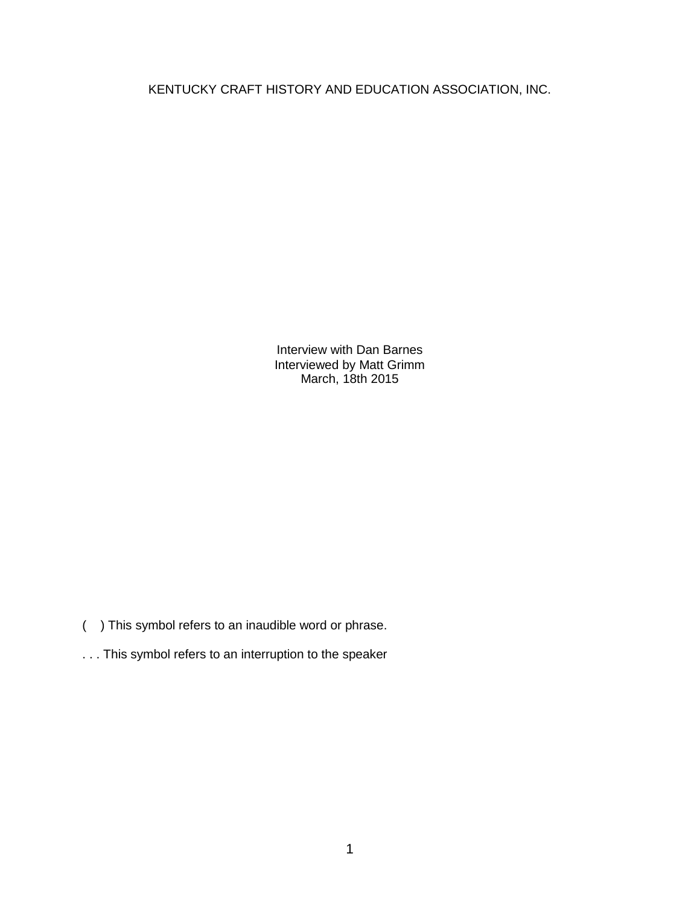KENTUCKY CRAFT HISTORY AND EDUCATION ASSOCIATION, INC.

Interview with Dan Barnes
Interviewed by Matt Grimm
March, 18th 2015

(    ) This symbol refers to an inaudible word or phrase.

. . . This symbol refers to an interruption to the speaker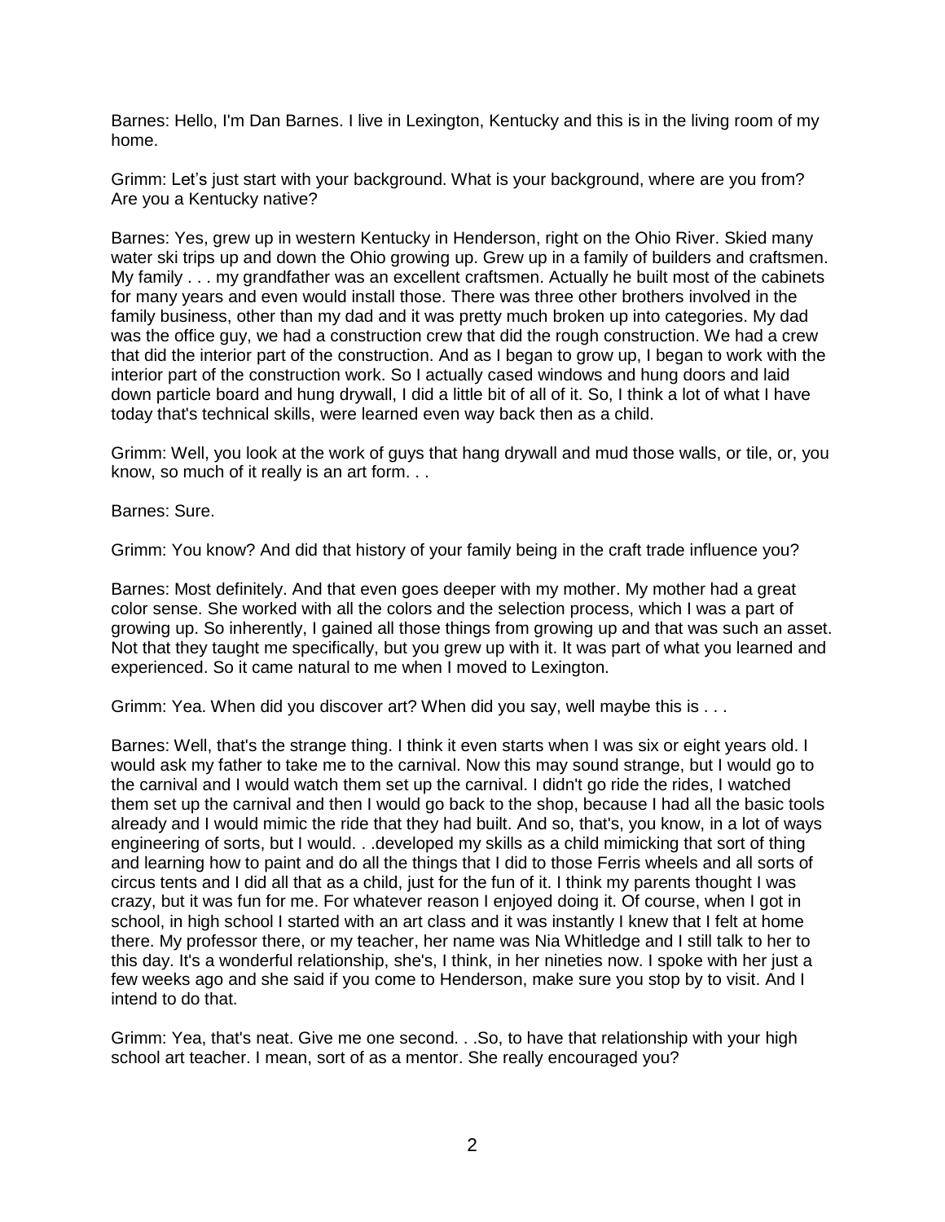Barnes: Hello, I'm Dan Barnes. I live in Lexington, Kentucky and this is in the living room of my home.

Grimm: Let’s just start with your background. What is your background, where are you from? Are you a Kentucky native?

Barnes: Yes, grew up in western Kentucky in Henderson, right on the Ohio River. Skied many water ski trips up and down the Ohio growing up. Grew up in a family of builders and craftsmen. My family . . . my grandfather was an excellent craftsmen. Actually he built most of the cabinets for many years and even would install those. There was three other brothers involved in the family business, other than my dad and it was pretty much broken up into categories. My dad was the office guy, we had a construction crew that did the rough construction. We had a crew that did the interior part of the construction. And as I began to grow up, I began to work with the interior part of the construction work. So I actually cased windows and hung doors and laid down particle board and hung drywall, I did a little bit of all of it. So, I think a lot of what I have today that's technical skills, were learned even way back then as a child.

Grimm: Well, you look at the work of guys that hang drywall and mud those walls, or tile, or, you know, so much of it really is an art form. . .

Barnes: Sure.

Grimm: You know? And did that history of your family being in the craft trade influence you?

Barnes: Most definitely. And that even goes deeper with my mother. My mother had a great color sense. She worked with all the colors and the selection process, which I was a part of growing up. So inherently, I gained all those things from growing up and that was such an asset. Not that they taught me specifically, but you grew up with it. It was part of what you learned and experienced. So it came natural to me when I moved to Lexington.

Grimm: Yea. When did you discover art? When did you say, well maybe this is . . .

Barnes: Well, that's the strange thing. I think it even starts when I was six or eight years old. I would ask my father to take me to the carnival. Now this may sound strange, but I would go to the carnival and I would watch them set up the carnival. I didn't go ride the rides, I watched them set up the carnival and then I would go back to the shop, because I had all the basic tools already and I would mimic the ride that they had built. And so, that's, you know, in a lot of ways engineering of sorts, but I would. . .developed my skills as a child mimicking that sort of thing and learning how to paint and do all the things that I did to those Ferris wheels and all sorts of circus tents and I did all that as a child, just for the fun of it. I think my parents thought I was crazy, but it was fun for me. For whatever reason I enjoyed doing it. Of course, when I got in school, in high school I started with an art class and it was instantly I knew that I felt at home there. My professor there, or my teacher, her name was Nia Whitledge and I still talk to her to this day. It's a wonderful relationship, she's, I think, in her nineties now. I spoke with her just a few weeks ago and she said if you come to Henderson, make sure you stop by to visit. And I intend to do that.

Grimm: Yea, that's neat. Give me one second. . .So, to have that relationship with your high school art teacher. I mean, sort of as a mentor. She really encouraged you?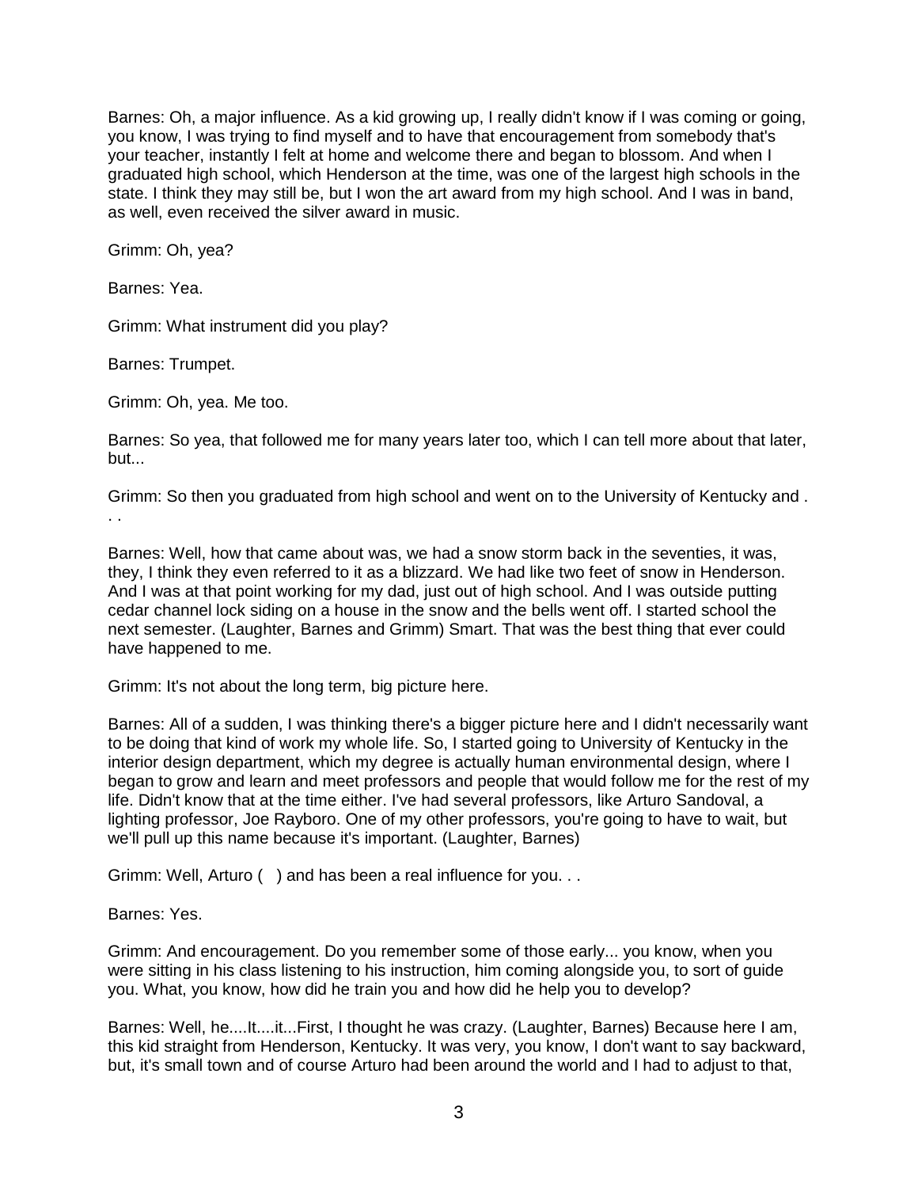Barnes: Oh, a major influence. As a kid growing up, I really didn't know if I was coming or going, you know, I was trying to find myself and to have that encouragement from somebody that's your teacher, instantly I felt at home and welcome there and began to blossom. And when I graduated high school, which Henderson at the time, was one of the largest high schools in the state. I think they may still be, but I won the art award from my high school. And I was in band, as well, even received the silver award in music.

Grimm: Oh, yea?

Barnes: Yea.

Grimm: What instrument did you play?

Barnes: Trumpet.

Grimm: Oh, yea. Me too.

Barnes: So yea, that followed me for many years later too, which I can tell more about that later, but...

Grimm: So then you graduated from high school and went on to the University of Kentucky and . . .

Barnes: Well, how that came about was, we had a snow storm back in the seventies, it was, they, I think they even referred to it as a blizzard. We had like two feet of snow in Henderson. And I was at that point working for my dad, just out of high school. And I was outside putting cedar channel lock siding on a house in the snow and the bells went off. I started school the next semester. (Laughter, Barnes and Grimm) Smart. That was the best thing that ever could have happened to me.

Grimm: It's not about the long term, big picture here.

Barnes: All of a sudden, I was thinking there's a bigger picture here and I didn't necessarily want to be doing that kind of work my whole life. So, I started going to University of Kentucky in the interior design department, which my degree is actually human environmental design, where I began to grow and learn and meet professors and people that would follow me for the rest of my life. Didn't know that at the time either. I've had several professors, like Arturo Sandoval, a lighting professor, Joe Rayboro. One of my other professors, you're going to have to wait, but we'll pull up this name because it's important. (Laughter, Barnes)

Grimm: Well, Arturo ( ) and has been a real influence for you. . .

Barnes: Yes.

Grimm: And encouragement. Do you remember some of those early... you know, when you were sitting in his class listening to his instruction, him coming alongside you, to sort of guide you. What, you know, how did he train you and how did he help you to develop?

Barnes: Well, he....It....it...First, I thought he was crazy. (Laughter, Barnes) Because here I am, this kid straight from Henderson, Kentucky. It was very, you know, I don't want to say backward, but, it's small town and of course Arturo had been around the world and I had to adjust to that,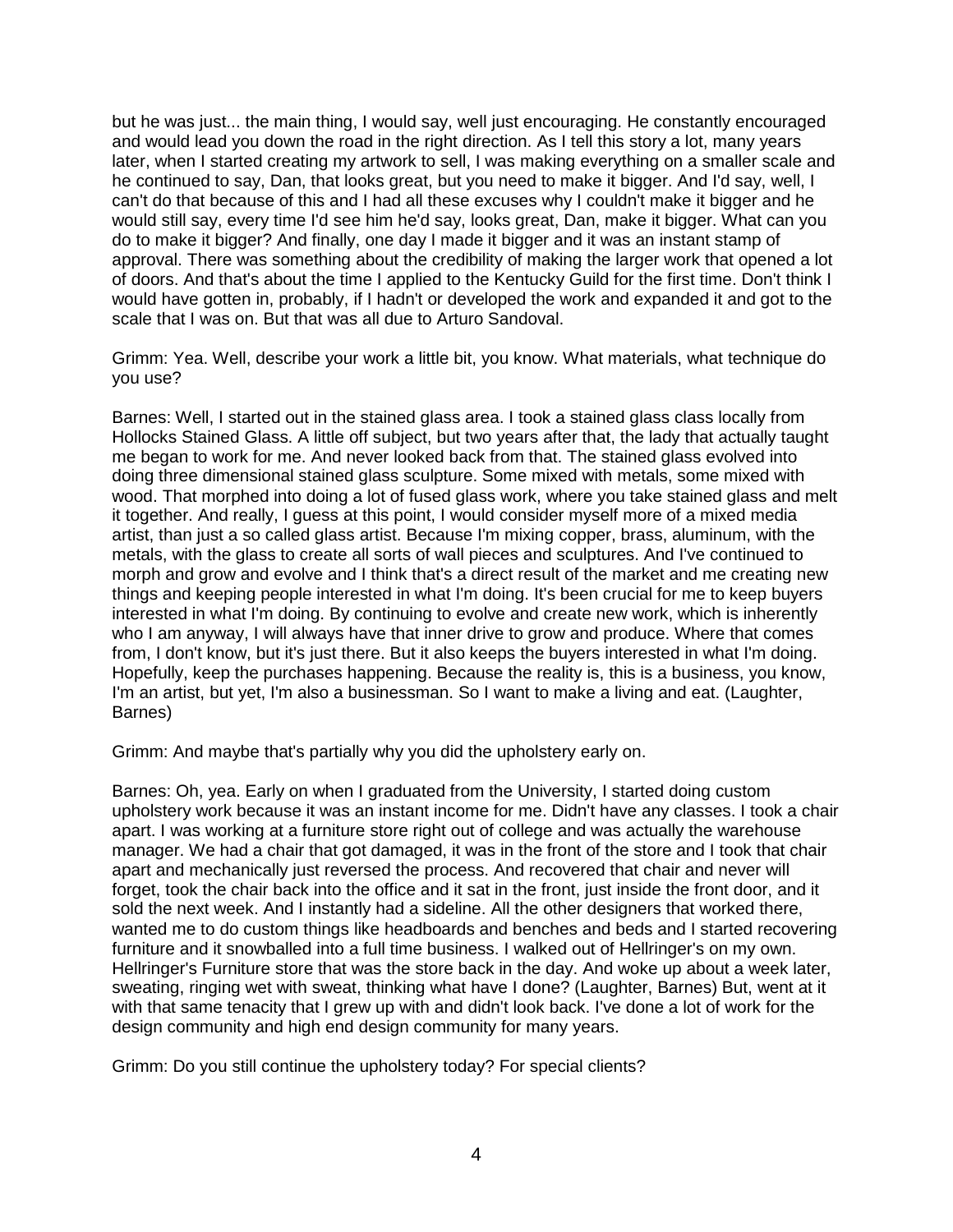but he was just... the main thing, I would say, well just encouraging. He constantly encouraged and would lead you down the road in the right direction. As I tell this story a lot, many years later, when I started creating my artwork to sell, I was making everything on a smaller scale and he continued to say, Dan, that looks great, but you need to make it bigger. And I'd say, well, I can't do that because of this and I had all these excuses why I couldn't make it bigger and he would still say, every time I'd see him he'd say, looks great, Dan, make it bigger. What can you do to make it bigger? And finally, one day I made it bigger and it was an instant stamp of approval. There was something about the credibility of making the larger work that opened a lot of doors. And that's about the time I applied to the Kentucky Guild for the first time. Don't think I would have gotten in, probably, if I hadn't or developed the work and expanded it and got to the scale that I was on. But that was all due to Arturo Sandoval.

Grimm: Yea. Well, describe your work a little bit, you know. What materials, what technique do you use?

Barnes: Well, I started out in the stained glass area. I took a stained glass class locally from Hollocks Stained Glass. A little off subject, but two years after that, the lady that actually taught me began to work for me. And never looked back from that. The stained glass evolved into doing three dimensional stained glass sculpture. Some mixed with metals, some mixed with wood. That morphed into doing a lot of fused glass work, where you take stained glass and melt it together. And really, I guess at this point, I would consider myself more of a mixed media artist, than just a so called glass artist. Because I'm mixing copper, brass, aluminum, with the metals, with the glass to create all sorts of wall pieces and sculptures. And I've continued to morph and grow and evolve and I think that's a direct result of the market and me creating new things and keeping people interested in what I'm doing. It's been crucial for me to keep buyers interested in what I'm doing. By continuing to evolve and create new work, which is inherently who I am anyway, I will always have that inner drive to grow and produce. Where that comes from, I don't know, but it's just there. But it also keeps the buyers interested in what I'm doing. Hopefully, keep the purchases happening. Because the reality is, this is a business, you know, I'm an artist, but yet, I'm also a businessman. So I want to make a living and eat. (Laughter, Barnes)

Grimm: And maybe that's partially why you did the upholstery early on.

Barnes: Oh, yea. Early on when I graduated from the University, I started doing custom upholstery work because it was an instant income for me. Didn't have any classes. I took a chair apart. I was working at a furniture store right out of college and was actually the warehouse manager. We had a chair that got damaged, it was in the front of the store and I took that chair apart and mechanically just reversed the process. And recovered that chair and never will forget, took the chair back into the office and it sat in the front, just inside the front door, and it sold the next week. And I instantly had a sideline. All the other designers that worked there, wanted me to do custom things like headboards and benches and beds and I started recovering furniture and it snowballed into a full time business. I walked out of Hellringer's on my own. Hellringer's Furniture store that was the store back in the day. And woke up about a week later, sweating, ringing wet with sweat, thinking what have I done? (Laughter, Barnes) But, went at it with that same tenacity that I grew up with and didn't look back. I've done a lot of work for the design community and high end design community for many years.

Grimm: Do you still continue the upholstery today? For special clients?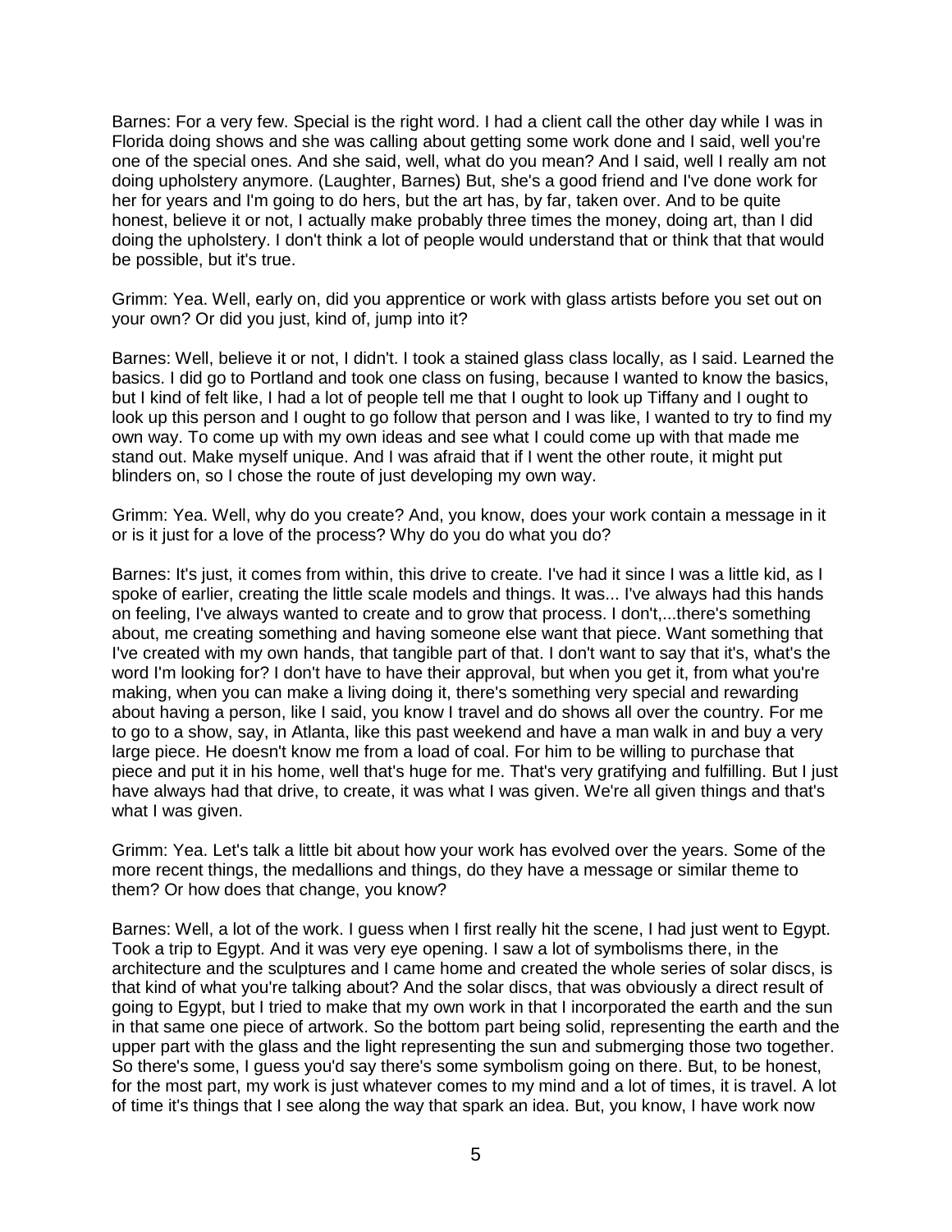Barnes: For a very few. Special is the right word. I had a client call the other day while I was in Florida doing shows and she was calling about getting some work done and I said, well you're one of the special ones. And she said, well, what do you mean? And I said, well I really am not doing upholstery anymore. (Laughter, Barnes) But, she's a good friend and I've done work for her for years and I'm going to do hers, but the art has, by far, taken over. And to be quite honest, believe it or not, I actually make probably three times the money, doing art, than I did doing the upholstery. I don't think a lot of people would understand that or think that that would be possible, but it's true.

Grimm: Yea. Well, early on, did you apprentice or work with glass artists before you set out on your own? Or did you just, kind of, jump into it?

Barnes: Well, believe it or not, I didn't. I took a stained glass class locally, as I said. Learned the basics. I did go to Portland and took one class on fusing, because I wanted to know the basics, but I kind of felt like, I had a lot of people tell me that I ought to look up Tiffany and I ought to look up this person and I ought to go follow that person and I was like, I wanted to try to find my own way. To come up with my own ideas and see what I could come up with that made me stand out. Make myself unique. And I was afraid that if I went the other route, it might put blinders on, so I chose the route of just developing my own way.

Grimm: Yea. Well, why do you create? And, you know, does your work contain a message in it or is it just for a love of the process? Why do you do what you do?

Barnes: It's just, it comes from within, this drive to create. I've had it since I was a little kid, as I spoke of earlier, creating the little scale models and things. It was... I've always had this hands on feeling, I've always wanted to create and to grow that process. I don't,...there's something about, me creating something and having someone else want that piece. Want something that I've created with my own hands, that tangible part of that. I don't want to say that it's, what's the word I'm looking for? I don't have to have their approval, but when you get it, from what you're making, when you can make a living doing it, there's something very special and rewarding about having a person, like I said, you know I travel and do shows all over the country. For me to go to a show, say, in Atlanta, like this past weekend and have a man walk in and buy a very large piece. He doesn't know me from a load of coal. For him to be willing to purchase that piece and put it in his home, well that's huge for me. That's very gratifying and fulfilling. But I just have always had that drive, to create, it was what I was given. We're all given things and that's what I was given.

Grimm: Yea. Let's talk a little bit about how your work has evolved over the years. Some of the more recent things, the medallions and things, do they have a message or similar theme to them? Or how does that change, you know?

Barnes: Well, a lot of the work. I guess when I first really hit the scene, I had just went to Egypt. Took a trip to Egypt. And it was very eye opening. I saw a lot of symbolisms there, in the architecture and the sculptures and I came home and created the whole series of solar discs, is that kind of what you're talking about? And the solar discs, that was obviously a direct result of going to Egypt, but I tried to make that my own work in that I incorporated the earth and the sun in that same one piece of artwork. So the bottom part being solid, representing the earth and the upper part with the glass and the light representing the sun and submerging those two together. So there's some, I guess you'd say there's some symbolism going on there. But, to be honest, for the most part, my work is just whatever comes to my mind and a lot of times, it is travel. A lot of time it's things that I see along the way that spark an idea. But, you know, I have work now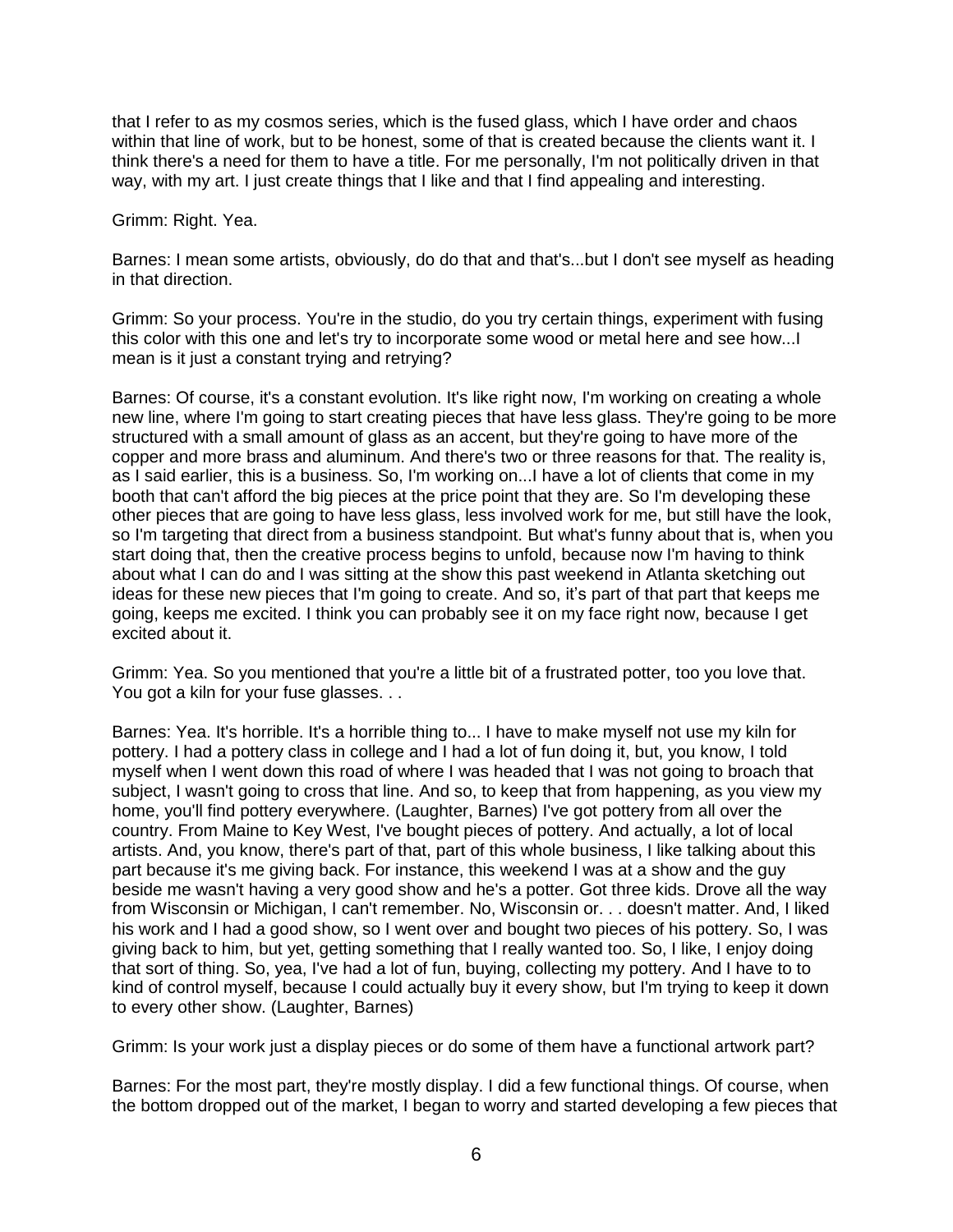that I refer to as my cosmos series, which is the fused glass, which I have order and chaos within that line of work, but to be honest, some of that is created because the clients want it. I think there's a need for them to have a title. For me personally, I'm not politically driven in that way, with my art. I just create things that I like and that I find appealing and interesting.

Grimm: Right. Yea.

Barnes: I mean some artists, obviously, do do that and that's...but I don't see myself as heading in that direction.

Grimm: So your process. You're in the studio, do you try certain things, experiment with fusing this color with this one and let's try to incorporate some wood or metal here and see how...I mean is it just a constant trying and retrying?

Barnes: Of course, it's a constant evolution. It's like right now, I'm working on creating a whole new line, where I'm going to start creating pieces that have less glass. They're going to be more structured with a small amount of glass as an accent, but they're going to have more of the copper and more brass and aluminum. And there's two or three reasons for that. The reality is, as I said earlier, this is a business. So, I'm working on...I have a lot of clients that come in my booth that can't afford the big pieces at the price point that they are. So I'm developing these other pieces that are going to have less glass, less involved work for me, but still have the look, so I'm targeting that direct from a business standpoint. But what's funny about that is, when you start doing that, then the creative process begins to unfold, because now I'm having to think about what I can do and I was sitting at the show this past weekend in Atlanta sketching out ideas for these new pieces that I'm going to create. And so, it's part of that part that keeps me going, keeps me excited. I think you can probably see it on my face right now, because I get excited about it.

Grimm: Yea. So you mentioned that you're a little bit of a frustrated potter, too you love that. You got a kiln for your fuse glasses. . .

Barnes: Yea. It's horrible. It's a horrible thing to... I have to make myself not use my kiln for pottery. I had a pottery class in college and I had a lot of fun doing it, but, you know, I told myself when I went down this road of where I was headed that I was not going to broach that subject, I wasn't going to cross that line. And so, to keep that from happening, as you view my home, you'll find pottery everywhere. (Laughter, Barnes) I've got pottery from all over the country. From Maine to Key West, I've bought pieces of pottery. And actually, a lot of local artists. And, you know, there's part of that, part of this whole business, I like talking about this part because it's me giving back. For instance, this weekend I was at a show and the guy beside me wasn't having a very good show and he's a potter. Got three kids. Drove all the way from Wisconsin or Michigan, I can't remember. No, Wisconsin or. . . doesn't matter. And, I liked his work and I had a good show, so I went over and bought two pieces of his pottery. So, I was giving back to him, but yet, getting something that I really wanted too. So, I like, I enjoy doing that sort of thing. So, yea, I've had a lot of fun, buying, collecting my pottery. And I have to to kind of control myself, because I could actually buy it every show, but I'm trying to keep it down to every other show. (Laughter, Barnes)

Grimm: Is your work just a display pieces or do some of them have a functional artwork part?

Barnes: For the most part, they're mostly display. I did a few functional things. Of course, when the bottom dropped out of the market, I began to worry and started developing a few pieces that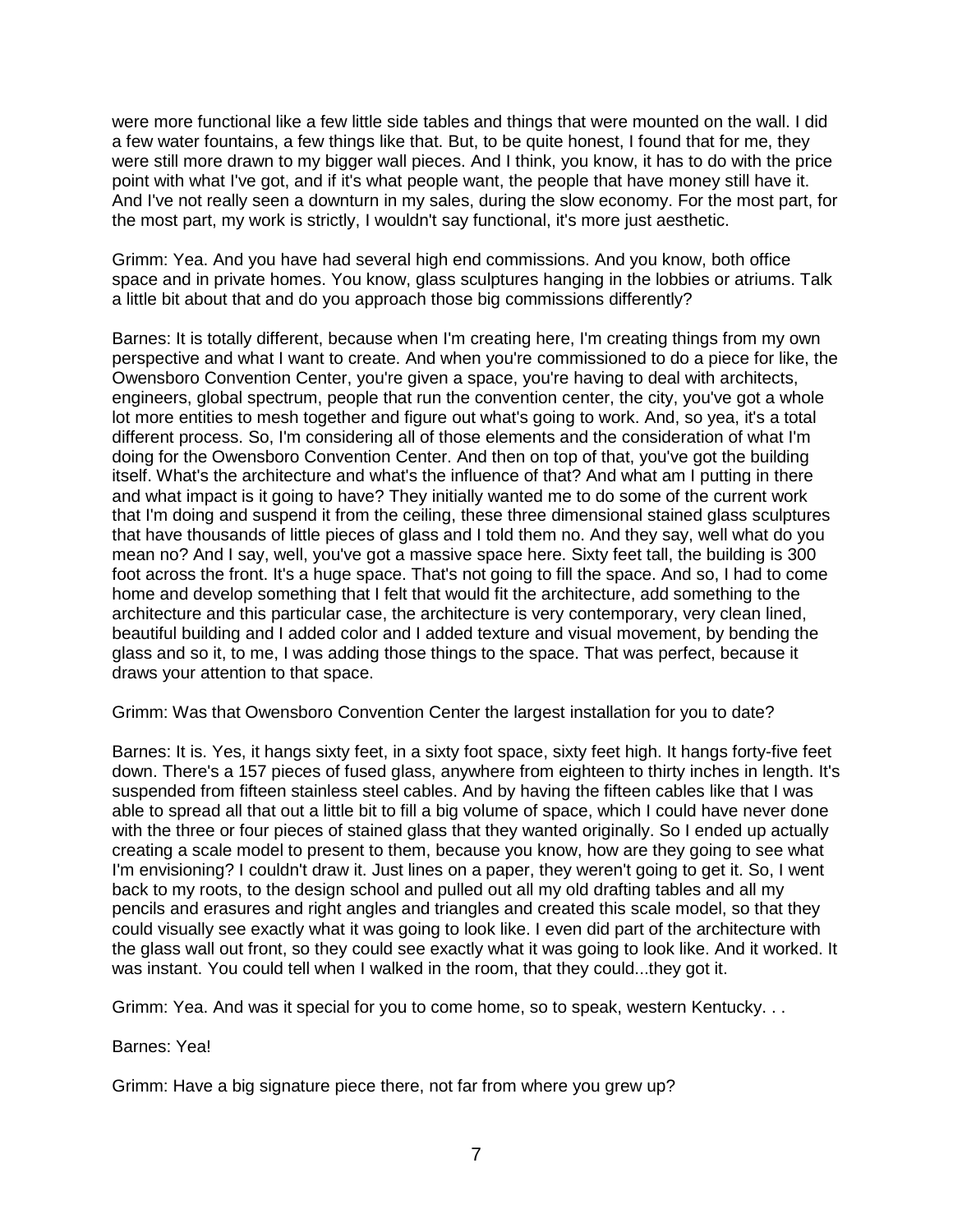were more functional like a few little side tables and things that were mounted on the wall. I did a few water fountains, a few things like that. But, to be quite honest, I found that for me, they were still more drawn to my bigger wall pieces. And I think, you know, it has to do with the price point with what I've got, and if it's what people want, the people that have money still have it. And I've not really seen a downturn in my sales, during the slow economy. For the most part, for the most part, my work is strictly, I wouldn't say functional, it's more just aesthetic.

Grimm: Yea. And you have had several high end commissions. And you know, both office space and in private homes. You know, glass sculptures hanging in the lobbies or atriums. Talk a little bit about that and do you approach those big commissions differently?

Barnes: It is totally different, because when I'm creating here, I'm creating things from my own perspective and what I want to create. And when you're commissioned to do a piece for like, the Owensboro Convention Center, you're given a space, you're having to deal with architects, engineers, global spectrum, people that run the convention center, the city, you've got a whole lot more entities to mesh together and figure out what's going to work. And, so yea, it's a total different process. So, I'm considering all of those elements and the consideration of what I'm doing for the Owensboro Convention Center. And then on top of that, you've got the building itself. What's the architecture and what's the influence of that? And what am I putting in there and what impact is it going to have? They initially wanted me to do some of the current work that I'm doing and suspend it from the ceiling, these three dimensional stained glass sculptures that have thousands of little pieces of glass and I told them no. And they say, well what do you mean no? And I say, well, you've got a massive space here. Sixty feet tall, the building is 300 foot across the front. It's a huge space. That's not going to fill the space. And so, I had to come home and develop something that I felt that would fit the architecture, add something to the architecture and this particular case, the architecture is very contemporary, very clean lined, beautiful building and I added color and I added texture and visual movement, by bending the glass and so it, to me, I was adding those things to the space. That was perfect, because it draws your attention to that space.

Grimm: Was that Owensboro Convention Center the largest installation for you to date?

Barnes: It is. Yes, it hangs sixty feet, in a sixty foot space, sixty feet high. It hangs forty-five feet down. There's a 157 pieces of fused glass, anywhere from eighteen to thirty inches in length. It's suspended from fifteen stainless steel cables. And by having the fifteen cables like that I was able to spread all that out a little bit to fill a big volume of space, which I could have never done with the three or four pieces of stained glass that they wanted originally. So I ended up actually creating a scale model to present to them, because you know, how are they going to see what I'm envisioning? I couldn't draw it. Just lines on a paper, they weren't going to get it. So, I went back to my roots, to the design school and pulled out all my old drafting tables and all my pencils and erasures and right angles and triangles and created this scale model, so that they could visually see exactly what it was going to look like. I even did part of the architecture with the glass wall out front, so they could see exactly what it was going to look like. And it worked. It was instant. You could tell when I walked in the room, that they could...they got it.

Grimm: Yea. And was it special for you to come home, so to speak, western Kentucky. . .

Barnes: Yea!

Grimm: Have a big signature piece there, not far from where you grew up?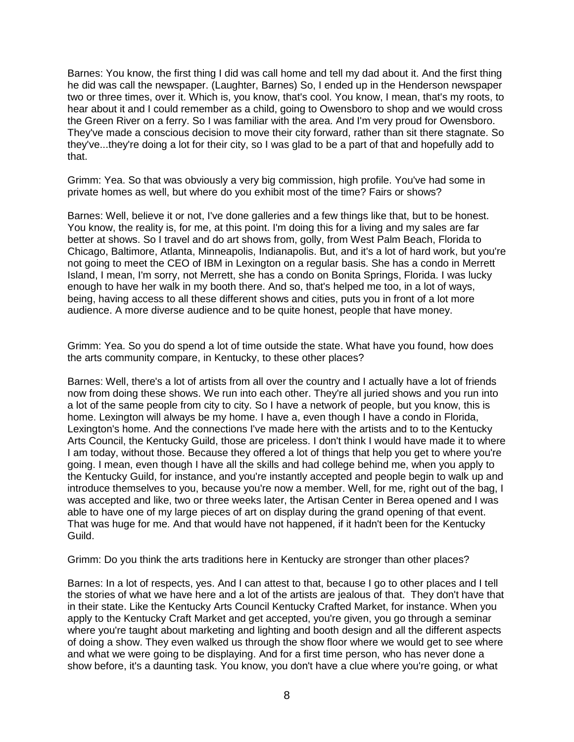Barnes: You know, the first thing I did was call home and tell my dad about it. And the first thing he did was call the newspaper. (Laughter, Barnes) So, I ended up in the Henderson newspaper two or three times, over it. Which is, you know, that's cool. You know, I mean, that's my roots, to hear about it and I could remember as a child, going to Owensboro to shop and we would cross the Green River on a ferry. So I was familiar with the area. And I'm very proud for Owensboro. They've made a conscious decision to move their city forward, rather than sit there stagnate. So they've...they're doing a lot for their city, so I was glad to be a part of that and hopefully add to that.

Grimm: Yea. So that was obviously a very big commission, high profile. You've had some in private homes as well, but where do you exhibit most of the time? Fairs or shows?

Barnes: Well, believe it or not, I've done galleries and a few things like that, but to be honest. You know, the reality is, for me, at this point. I'm doing this for a living and my sales are far better at shows. So I travel and do art shows from, golly, from West Palm Beach, Florida to Chicago, Baltimore, Atlanta, Minneapolis, Indianapolis. But, and it's a lot of hard work, but you're not going to meet the CEO of IBM in Lexington on a regular basis. She has a condo in Merrett Island, I mean, I'm sorry, not Merrett, she has a condo on Bonita Springs, Florida. I was lucky enough to have her walk in my booth there. And so, that's helped me too, in a lot of ways, being, having access to all these different shows and cities, puts you in front of a lot more audience. A more diverse audience and to be quite honest, people that have money.

Grimm: Yea. So you do spend a lot of time outside the state. What have you found, how does the arts community compare, in Kentucky, to these other places?

Barnes: Well, there's a lot of artists from all over the country and I actually have a lot of friends now from doing these shows. We run into each other. They're all juried shows and you run into a lot of the same people from city to city. So I have a network of people, but you know, this is home. Lexington will always be my home. I have a, even though I have a condo in Florida, Lexington's home. And the connections I've made here with the artists and to to the Kentucky Arts Council, the Kentucky Guild, those are priceless. I don't think I would have made it to where I am today, without those. Because they offered a lot of things that help you get to where you're going. I mean, even though I have all the skills and had college behind me, when you apply to the Kentucky Guild, for instance, and you're instantly accepted and people begin to walk up and introduce themselves to you, because you're now a member. Well, for me, right out of the bag, I was accepted and like, two or three weeks later, the Artisan Center in Berea opened and I was able to have one of my large pieces of art on display during the grand opening of that event. That was huge for me. And that would have not happened, if it hadn't been for the Kentucky Guild.

Grimm: Do you think the arts traditions here in Kentucky are stronger than other places?

Barnes: In a lot of respects, yes. And I can attest to that, because I go to other places and I tell the stories of what we have here and a lot of the artists are jealous of that. They don't have that in their state. Like the Kentucky Arts Council Kentucky Crafted Market, for instance. When you apply to the Kentucky Craft Market and get accepted, you're given, you go through a seminar where you're taught about marketing and lighting and booth design and all the different aspects of doing a show. They even walked us through the show floor where we would get to see where and what we were going to be displaying. And for a first time person, who has never done a show before, it's a daunting task. You know, you don't have a clue where you're going, or what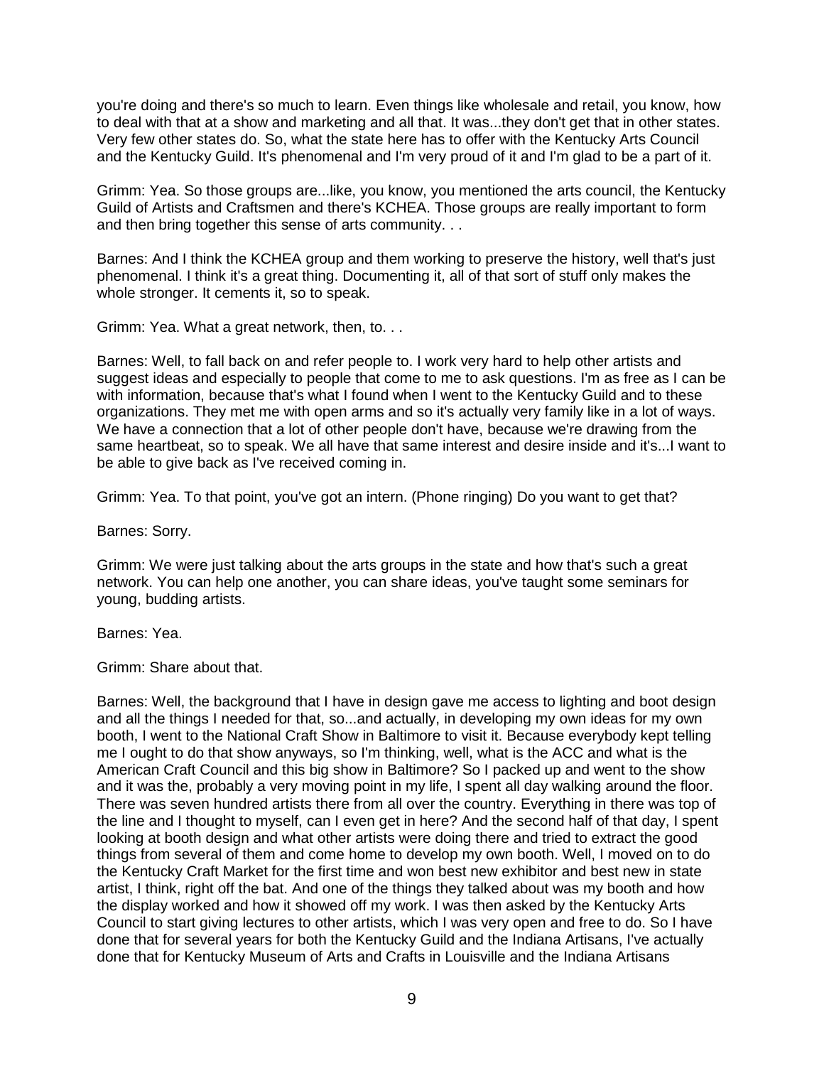you're doing and there's so much to learn. Even things like wholesale and retail, you know, how to deal with that at a show and marketing and all that. It was...they don't get that in other states. Very few other states do. So, what the state here has to offer with the Kentucky Arts Council and the Kentucky Guild. It's phenomenal and I'm very proud of it and I'm glad to be a part of it.

Grimm: Yea. So those groups are...like, you know, you mentioned the arts council, the Kentucky Guild of Artists and Craftsmen and there's KCHEA. Those groups are really important to form and then bring together this sense of arts community. . .

Barnes: And I think the KCHEA group and them working to preserve the history, well that's just phenomenal. I think it's a great thing. Documenting it, all of that sort of stuff only makes the whole stronger. It cements it, so to speak.

Grimm: Yea. What a great network, then, to. . .

Barnes: Well, to fall back on and refer people to. I work very hard to help other artists and suggest ideas and especially to people that come to me to ask questions. I'm as free as I can be with information, because that's what I found when I went to the Kentucky Guild and to these organizations. They met me with open arms and so it's actually very family like in a lot of ways. We have a connection that a lot of other people don't have, because we're drawing from the same heartbeat, so to speak. We all have that same interest and desire inside and it's...I want to be able to give back as I've received coming in.

Grimm: Yea. To that point, you've got an intern. (Phone ringing) Do you want to get that?

Barnes: Sorry.

Grimm: We were just talking about the arts groups in the state and how that's such a great network. You can help one another, you can share ideas, you've taught some seminars for young, budding artists.

Barnes: Yea.

Grimm: Share about that.

Barnes: Well, the background that I have in design gave me access to lighting and boot design and all the things I needed for that, so...and actually, in developing my own ideas for my own booth, I went to the National Craft Show in Baltimore to visit it. Because everybody kept telling me I ought to do that show anyways, so I'm thinking, well, what is the ACC and what is the American Craft Council and this big show in Baltimore? So I packed up and went to the show and it was the, probably a very moving point in my life, I spent all day walking around the floor. There was seven hundred artists there from all over the country. Everything in there was top of the line and I thought to myself, can I even get in here? And the second half of that day, I spent looking at booth design and what other artists were doing there and tried to extract the good things from several of them and come home to develop my own booth. Well, I moved on to do the Kentucky Craft Market for the first time and won best new exhibitor and best new in state artist, I think, right off the bat. And one of the things they talked about was my booth and how the display worked and how it showed off my work. I was then asked by the Kentucky Arts Council to start giving lectures to other artists, which I was very open and free to do. So I have done that for several years for both the Kentucky Guild and the Indiana Artisans, I've actually done that for Kentucky Museum of Arts and Crafts in Louisville and the Indiana Artisans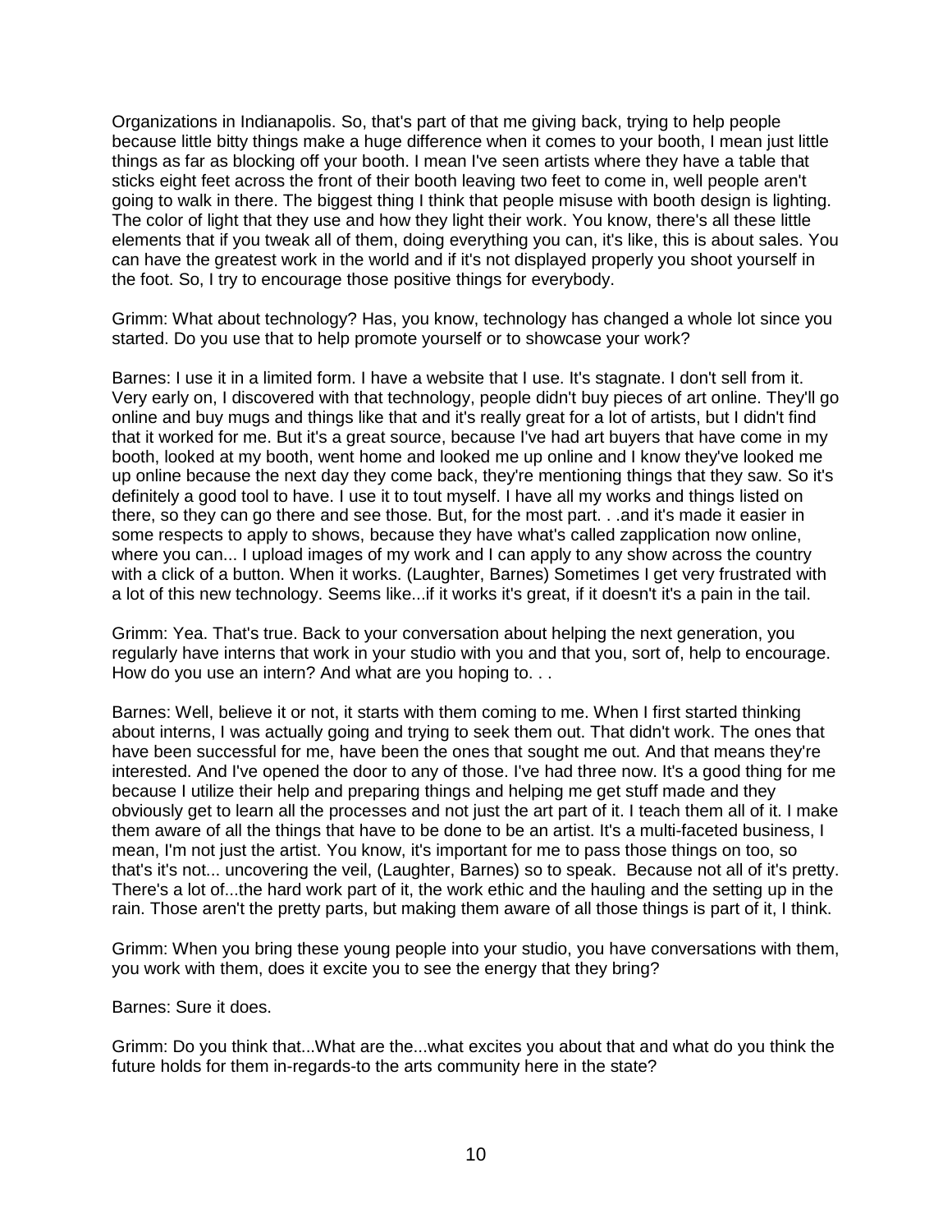Organizations in Indianapolis. So, that's part of that me giving back, trying to help people because little bitty things make a huge difference when it comes to your booth, I mean just little things as far as blocking off your booth. I mean I've seen artists where they have a table that sticks eight feet across the front of their booth leaving two feet to come in, well people aren't going to walk in there. The biggest thing I think that people misuse with booth design is lighting. The color of light that they use and how they light their work. You know, there's all these little elements that if you tweak all of them, doing everything you can, it's like, this is about sales. You can have the greatest work in the world and if it's not displayed properly you shoot yourself in the foot. So, I try to encourage those positive things for everybody.

Grimm: What about technology? Has, you know, technology has changed a whole lot since you started. Do you use that to help promote yourself or to showcase your work?

Barnes: I use it in a limited form. I have a website that I use. It's stagnate. I don't sell from it. Very early on, I discovered with that technology, people didn't buy pieces of art online. They'll go online and buy mugs and things like that and it's really great for a lot of artists, but I didn't find that it worked for me. But it's a great source, because I've had art buyers that have come in my booth, looked at my booth, went home and looked me up online and I know they've looked me up online because the next day they come back, they're mentioning things that they saw. So it's definitely a good tool to have. I use it to tout myself. I have all my works and things listed on there, so they can go there and see those. But, for the most part. . .and it's made it easier in some respects to apply to shows, because they have what's called zapplication now online, where you can... I upload images of my work and I can apply to any show across the country with a click of a button. When it works. (Laughter, Barnes) Sometimes I get very frustrated with a lot of this new technology. Seems like...if it works it's great, if it doesn't it's a pain in the tail.

Grimm: Yea. That's true. Back to your conversation about helping the next generation, you regularly have interns that work in your studio with you and that you, sort of, help to encourage. How do you use an intern? And what are you hoping to. . .

Barnes: Well, believe it or not, it starts with them coming to me. When I first started thinking about interns, I was actually going and trying to seek them out. That didn't work. The ones that have been successful for me, have been the ones that sought me out. And that means they're interested. And I've opened the door to any of those. I've had three now. It's a good thing for me because I utilize their help and preparing things and helping me get stuff made and they obviously get to learn all the processes and not just the art part of it. I teach them all of it. I make them aware of all the things that have to be done to be an artist. It's a multi-faceted business, I mean, I'm not just the artist. You know, it's important for me to pass those things on too, so that's it's not... uncovering the veil, (Laughter, Barnes) so to speak. Because not all of it's pretty. There's a lot of...the hard work part of it, the work ethic and the hauling and the setting up in the rain. Those aren't the pretty parts, but making them aware of all those things is part of it, I think.

Grimm: When you bring these young people into your studio, you have conversations with them, you work with them, does it excite you to see the energy that they bring?

Barnes: Sure it does.

Grimm: Do you think that...What are the...what excites you about that and what do you think the future holds for them in-regards-to the arts community here in the state?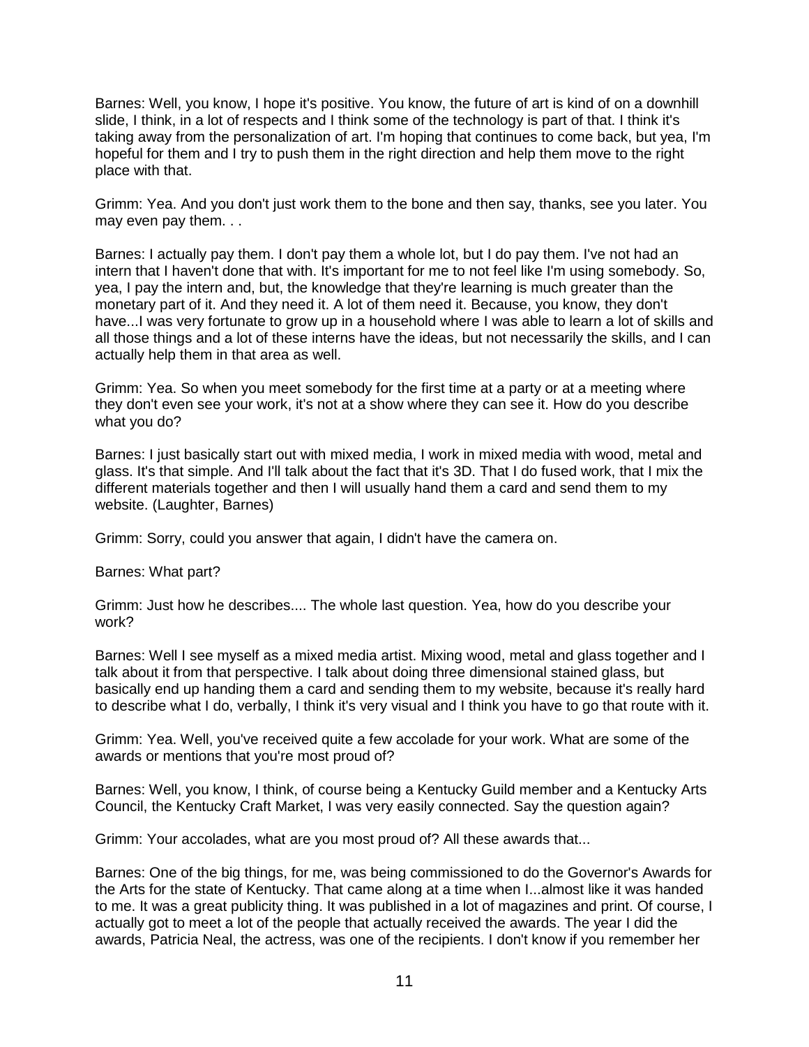Barnes: Well, you know, I hope it's positive. You know, the future of art is kind of on a downhill slide, I think, in a lot of respects and I think some of the technology is part of that. I think it's taking away from the personalization of art. I'm hoping that continues to come back, but yea, I'm hopeful for them and I try to push them in the right direction and help them move to the right place with that.

Grimm: Yea. And you don't just work them to the bone and then say, thanks, see you later. You may even pay them. . .

Barnes: I actually pay them. I don't pay them a whole lot, but I do pay them. I've not had an intern that I haven't done that with. It's important for me to not feel like I'm using somebody. So, yea, I pay the intern and, but, the knowledge that they're learning is much greater than the monetary part of it. And they need it. A lot of them need it. Because, you know, they don't have...I was very fortunate to grow up in a household where I was able to learn a lot of skills and all those things and a lot of these interns have the ideas, but not necessarily the skills, and I can actually help them in that area as well.

Grimm: Yea. So when you meet somebody for the first time at a party or at a meeting where they don't even see your work, it's not at a show where they can see it. How do you describe what you do?

Barnes: I just basically start out with mixed media, I work in mixed media with wood, metal and glass. It's that simple. And I'll talk about the fact that it's 3D. That I do fused work, that I mix the different materials together and then I will usually hand them a card and send them to my website. (Laughter, Barnes)

Grimm: Sorry, could you answer that again, I didn't have the camera on.

Barnes: What part?

Grimm: Just how he describes.... The whole last question. Yea, how do you describe your work?

Barnes: Well I see myself as a mixed media artist. Mixing wood, metal and glass together and I talk about it from that perspective. I talk about doing three dimensional stained glass, but basically end up handing them a card and sending them to my website, because it's really hard to describe what I do, verbally, I think it's very visual and I think you have to go that route with it.

Grimm: Yea. Well, you've received quite a few accolade for your work. What are some of the awards or mentions that you're most proud of?

Barnes: Well, you know, I think, of course being a Kentucky Guild member and a Kentucky Arts Council, the Kentucky Craft Market, I was very easily connected. Say the question again?

Grimm: Your accolades, what are you most proud of? All these awards that...

Barnes: One of the big things, for me, was being commissioned to do the Governor's Awards for the Arts for the state of Kentucky. That came along at a time when I...almost like it was handed to me. It was a great publicity thing. It was published in a lot of magazines and print. Of course, I actually got to meet a lot of the people that actually received the awards. The year I did the awards, Patricia Neal, the actress, was one of the recipients. I don't know if you remember her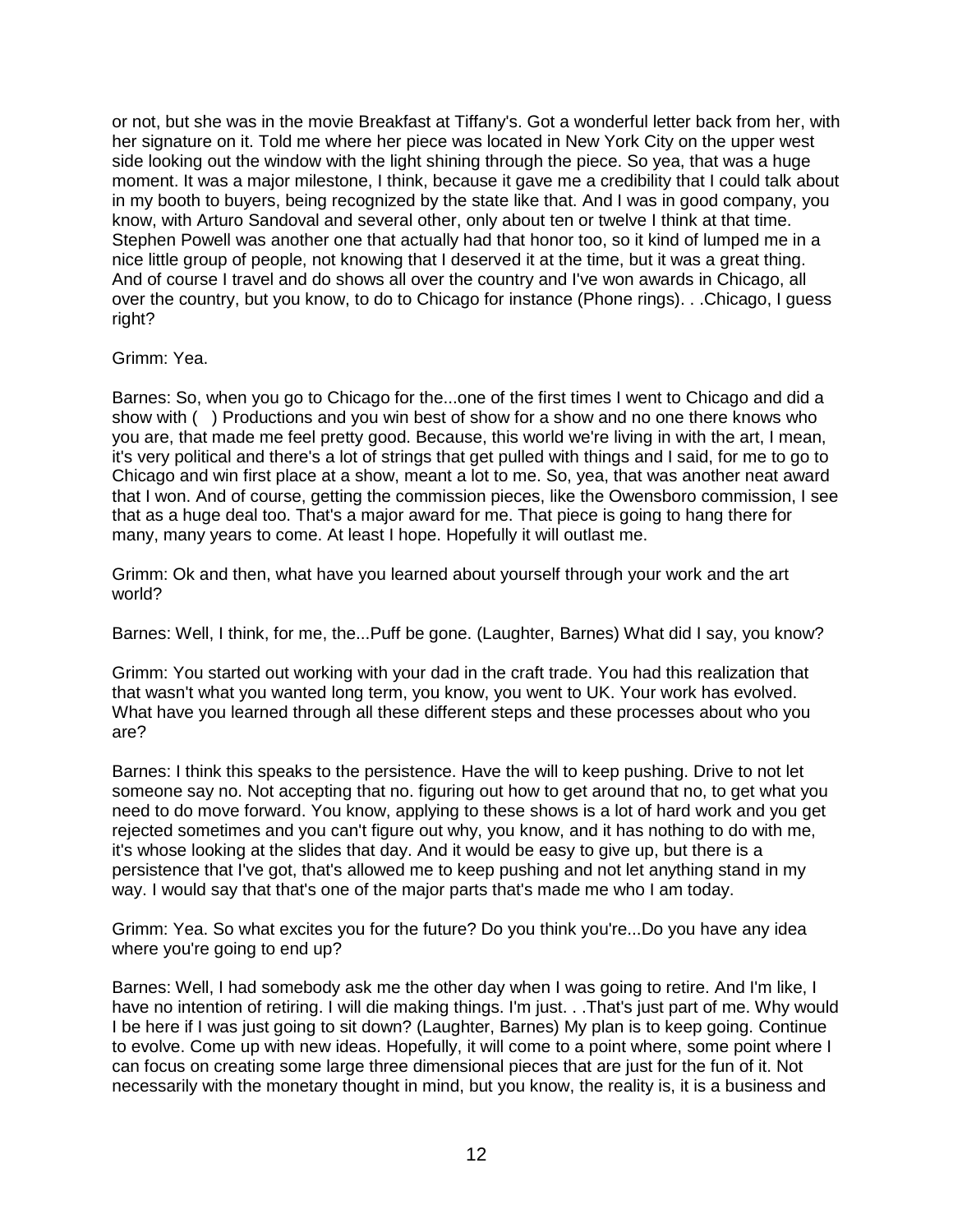or not, but she was in the movie Breakfast at Tiffany's. Got a wonderful letter back from her, with her signature on it. Told me where her piece was located in New York City on the upper west side looking out the window with the light shining through the piece. So yea, that was a huge moment. It was a major milestone, I think, because it gave me a credibility that I could talk about in my booth to buyers, being recognized by the state like that. And I was in good company, you know, with Arturo Sandoval and several other, only about ten or twelve I think at that time. Stephen Powell was another one that actually had that honor too, so it kind of lumped me in a nice little group of people, not knowing that I deserved it at the time, but it was a great thing. And of course I travel and do shows all over the country and I've won awards in Chicago, all over the country, but you know, to do to Chicago for instance (Phone rings). . .Chicago, I guess right?

Grimm: Yea.

Barnes: So, when you go to Chicago for the...one of the first times I went to Chicago and did a show with (   ) Productions and you win best of show for a show and no one there knows who you are, that made me feel pretty good. Because, this world we're living in with the art, I mean, it's very political and there's a lot of strings that get pulled with things and I said, for me to go to Chicago and win first place at a show, meant a lot to me. So, yea, that was another neat award that I won. And of course, getting the commission pieces, like the Owensboro commission, I see that as a huge deal too. That's a major award for me. That piece is going to hang there for many, many years to come. At least I hope. Hopefully it will outlast me.

Grimm: Ok and then, what have you learned about yourself through your work and the art world?

Barnes: Well, I think, for me, the...Puff be gone. (Laughter, Barnes) What did I say, you know?

Grimm: You started out working with your dad in the craft trade. You had this realization that that wasn't what you wanted long term, you know, you went to UK. Your work has evolved. What have you learned through all these different steps and these processes about who you are?

Barnes: I think this speaks to the persistence. Have the will to keep pushing. Drive to not let someone say no. Not accepting that no. figuring out how to get around that no, to get what you need to do move forward. You know, applying to these shows is a lot of hard work and you get rejected sometimes and you can't figure out why, you know, and it has nothing to do with me, it's whose looking at the slides that day. And it would be easy to give up, but there is a persistence that I've got, that's allowed me to keep pushing and not let anything stand in my way. I would say that that's one of the major parts that's made me who I am today.

Grimm: Yea. So what excites you for the future? Do you think you're...Do you have any idea where you're going to end up?

Barnes: Well, I had somebody ask me the other day when I was going to retire. And I'm like, I have no intention of retiring. I will die making things. I'm just. . .That's just part of me. Why would I be here if I was just going to sit down? (Laughter, Barnes) My plan is to keep going. Continue to evolve. Come up with new ideas. Hopefully, it will come to a point where, some point where I can focus on creating some large three dimensional pieces that are just for the fun of it. Not necessarily with the monetary thought in mind, but you know, the reality is, it is a business and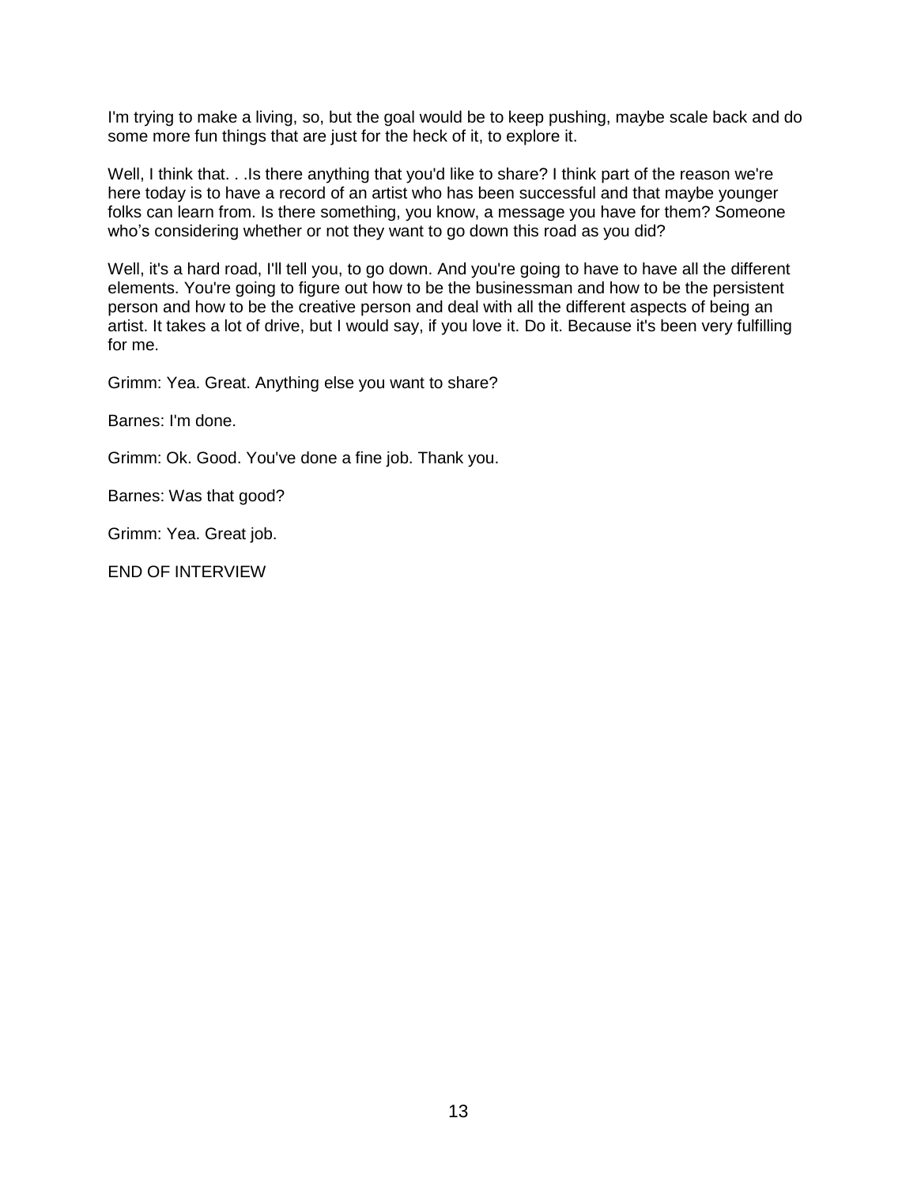I'm trying to make a living, so, but the goal would be to keep pushing, maybe scale back and do some more fun things that are just for the heck of it, to explore it.

Well, I think that. . .Is there anything that you'd like to share? I think part of the reason we're here today is to have a record of an artist who has been successful and that maybe younger folks can learn from. Is there something, you know, a message you have for them? Someone who's considering whether or not they want to go down this road as you did?

Well, it's a hard road, I'll tell you, to go down. And you're going to have to have all the different elements. You're going to figure out how to be the businessman and how to be the persistent person and how to be the creative person and deal with all the different aspects of being an artist. It takes a lot of drive, but I would say, if you love it. Do it. Because it's been very fulfilling for me.

Grimm: Yea. Great. Anything else you want to share?

Barnes: I'm done.

Grimm: Ok. Good. You've done a fine job. Thank you.

Barnes: Was that good?

Grimm: Yea. Great job.

END OF INTERVIEW